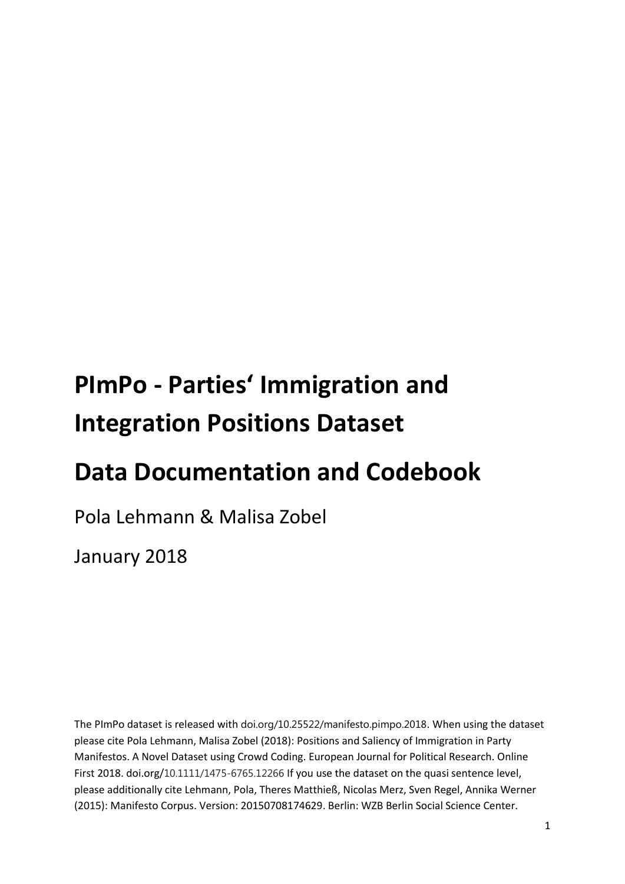# PImPo - Parties' Immigration and Integration Positions Dataset

# Data Documentation and Codebook

Pola Lehmann & Malisa Zobel

January 2018

The PImPo dataset is released with doi.org/10.25522/manifesto.pimpo.2018. When using the dataset please cite Pola Lehmann, Malisa Zobel (2018): Positions and Saliency of Immigration in Party Manifestos. A Novel Dataset using Crowd Coding. European Journal for Political Research. Online First 2018. doi.org/10.1111/1475-6765.12266 If you use the dataset on the quasi sentence level, please additionally cite Lehmann, Pola, Theres Matthieß, Nicolas Merz, Sven Regel, Annika Werner (2015): Manifesto Corpus. Version: 20150708174629. Berlin: WZB Berlin Social Science Center.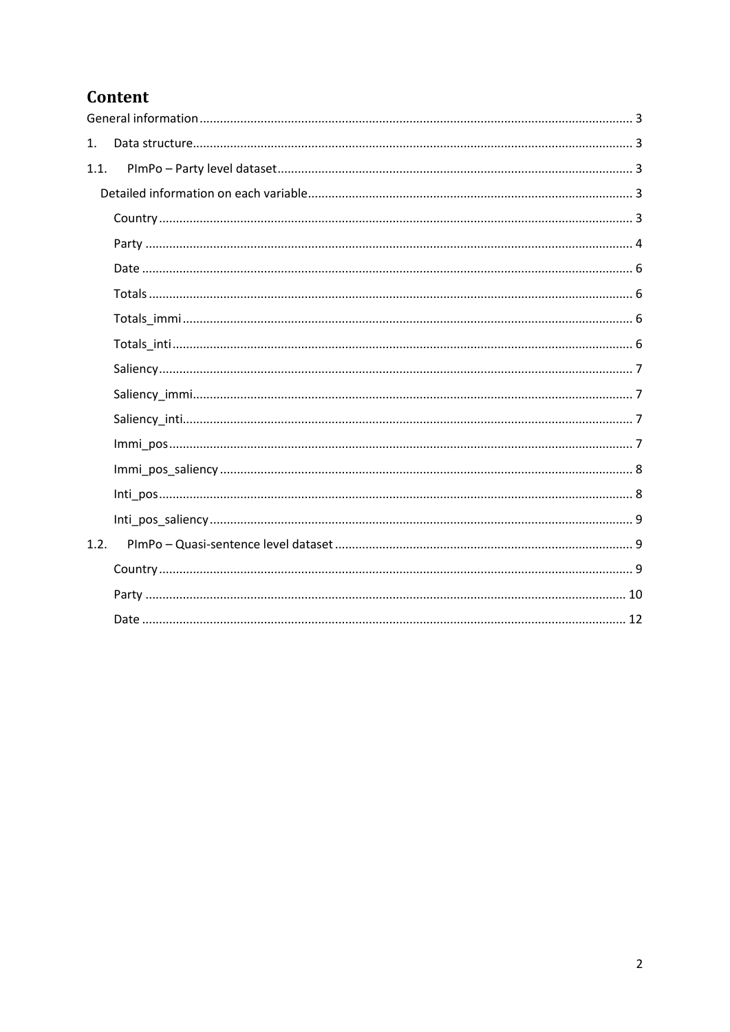# Content

General information ..... 3

1. Data structure ..... 3

1.1. PImPo – Party level dataset ..... 3

Detailed information on each variable ..... 3

Country ..... 3

Party ..... 4

Date ..... 6

Totals ..... 6

Totals_immi ..... 6

Totals_inti ..... 6

Saliency ..... 7

Saliency_immi ..... 7

Saliency_inti ..... 7

Immi_pos ..... 7

Immi_pos_saliency ..... 8

Inti_pos ..... 8

Inti_pos_saliency ..... 9

1.2. PImPo – Quasi-sentence level dataset ..... 9

Country ..... 9

Party ..... 10

Date ..... 12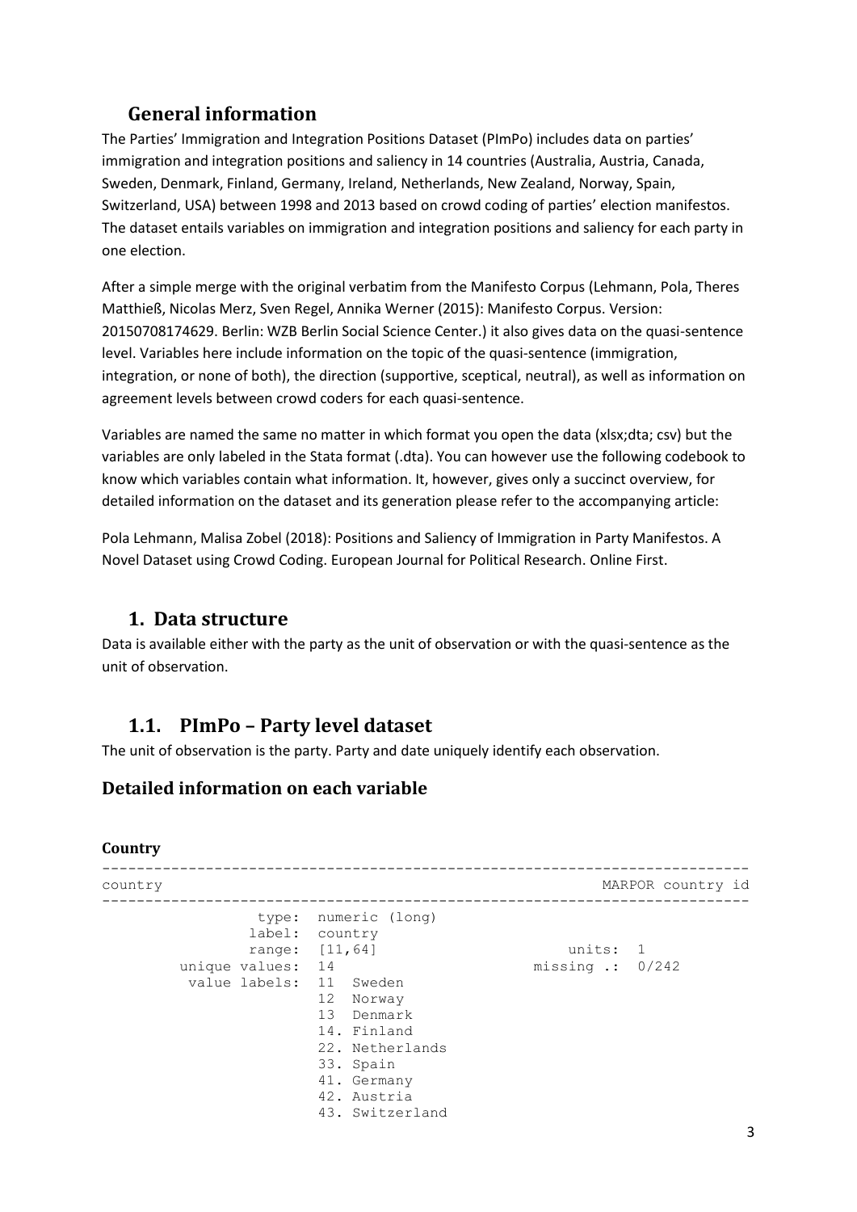## General information

The Parties' Immigration and Integration Positions Dataset (PImPo) includes data on parties' immigration and integration positions and saliency in 14 countries (Australia, Austria, Canada, Sweden, Denmark, Finland, Germany, Ireland, Netherlands, New Zealand, Norway, Spain, Switzerland, USA) between 1998 and 2013 based on crowd coding of parties' election manifestos. The dataset entails variables on immigration and integration positions and saliency for each party in one election.

After a simple merge with the original verbatim from the Manifesto Corpus (Lehmann, Pola, Theres Matthieß, Nicolas Merz, Sven Regel, Annika Werner (2015): Manifesto Corpus. Version: 20150708174629. Berlin: WZB Berlin Social Science Center.) it also gives data on the quasi-sentence level. Variables here include information on the topic of the quasi-sentence (immigration, integration, or none of both), the direction (supportive, sceptical, neutral), as well as information on agreement levels between crowd coders for each quasi-sentence.

Variables are named the same no matter in which format you open the data (xlsx;dta; csv) but the variables are only labeled in the Stata format (.dta). You can however use the following codebook to know which variables contain what information. It, however, gives only a succinct overview, for detailed information on the dataset and its generation please refer to the accompanying article:

Pola Lehmann, Malisa Zobel (2018): Positions and Saliency of Immigration in Party Manifestos. A Novel Dataset using Crowd Coding. European Journal for Political Research. Online First.

## 1. Data structure

Data is available either with the party as the unit of observation or with the quasi-sentence as the unit of observation.

## 1.1. PImPo – Party level dataset

The unit of observation is the party. Party and date uniquely identify each observation.

### Detailed information on each variable

**Country**

```
--------------------------------------------------------------------------
country                                                  MARPOR country id
--------------------------------------------------------------------------
                  type:  numeric (long)
                 label:  country
                 range:  [11,64]                      units:  1
         unique values:  14                       missing .:  0/242
          value labels:  11  Sweden
                         12  Norway
                         13  Denmark
                         14. Finland
                         22. Netherlands
                         33. Spain
                         41. Germany
                         42. Austria
                         43. Switzerland
```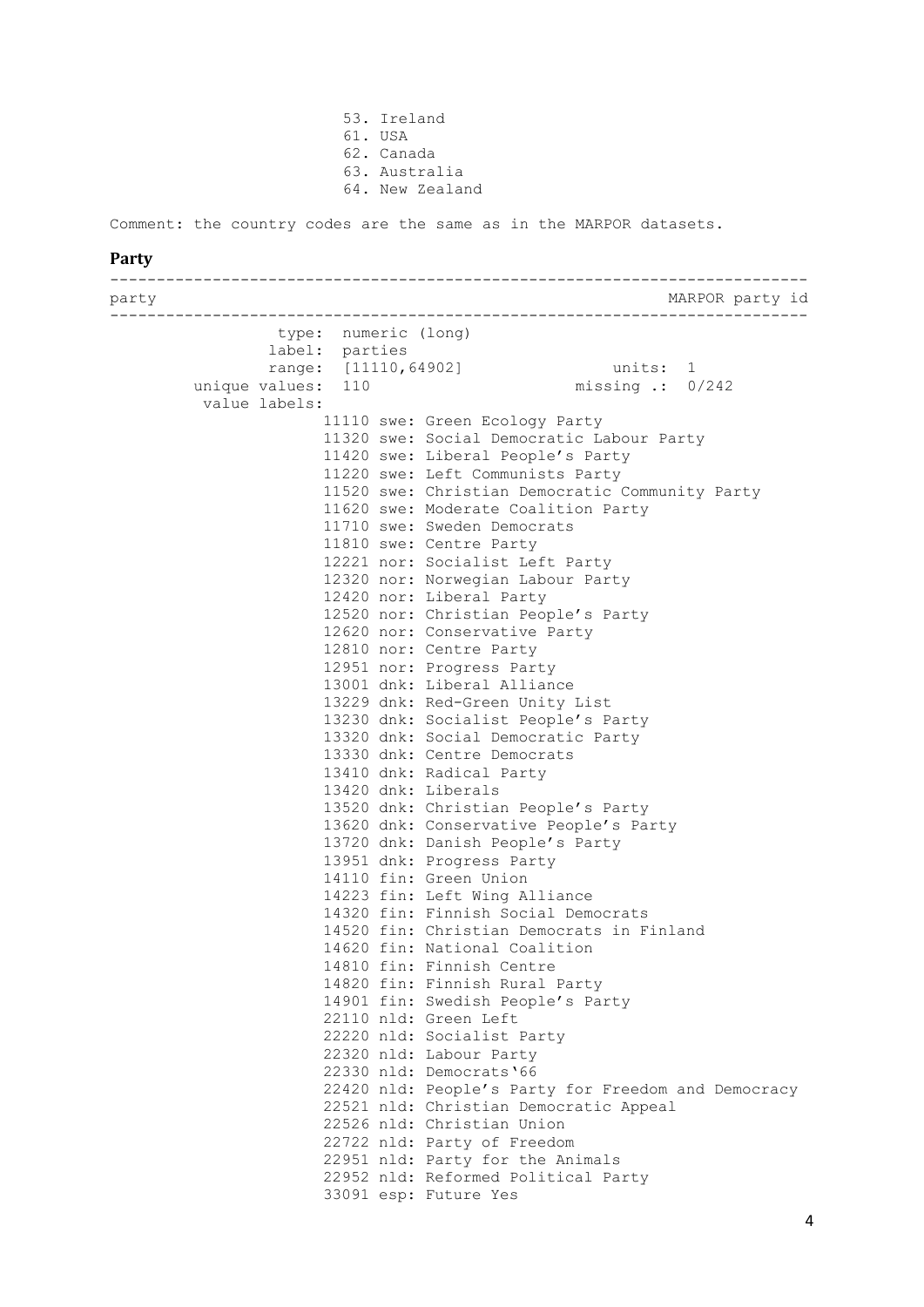```
53. Ireland
61. USA
62. Canada
63. Australia
64. New Zealand
```

Comment: the country codes are the same as in the MARPOR datasets.

## Party

```
--------------------------------------------------------------------------
party                                                       MARPOR party id
--------------------------------------------------------------------------
                  type:  numeric (long)
                 label:  parties
                 range:  [11110,64902]              units:  1
         unique values:  110                    missing .:  0/242
          value labels:
                     11110 swe: Green Ecology Party
                     11320 swe: Social Democratic Labour Party
                     11420 swe: Liberal People's Party
                     11220 swe: Left Communists Party
                     11520 swe: Christian Democratic Community Party
                     11620 swe: Moderate Coalition Party
                     11710 swe: Sweden Democrats
                     11810 swe: Centre Party
                     12221 nor: Socialist Left Party
                     12320 nor: Norwegian Labour Party
                     12420 nor: Liberal Party
                     12520 nor: Christian People's Party
                     12620 nor: Conservative Party
                     12810 nor: Centre Party
                     12951 nor: Progress Party
                     13001 dnk: Liberal Alliance
                     13229 dnk: Red-Green Unity List
                     13230 dnk: Socialist People's Party
                     13320 dnk: Social Democratic Party
                     13330 dnk: Centre Democrats
                     13410 dnk: Radical Party
                     13420 dnk: Liberals
                     13520 dnk: Christian People's Party
                     13620 dnk: Conservative People's Party
                     13720 dnk: Danish People's Party
                     13951 dnk: Progress Party
                     14110 fin: Green Union
                     14223 fin: Left Wing Alliance
                     14320 fin: Finnish Social Democrats
                     14520 fin: Christian Democrats in Finland
                     14620 fin: National Coalition
                     14810 fin: Finnish Centre
                     14820 fin: Finnish Rural Party
                     14901 fin: Swedish People's Party
                     22110 nld: Green Left
                     22220 nld: Socialist Party
                     22320 nld: Labour Party
                     22330 nld: Democrats'66
                     22420 nld: People's Party for Freedom and Democracy
                     22521 nld: Christian Democratic Appeal
                     22526 nld: Christian Union
                     22722 nld: Party of Freedom
                     22951 nld: Party for the Animals
                     22952 nld: Reformed Political Party
                     33091 esp: Future Yes
```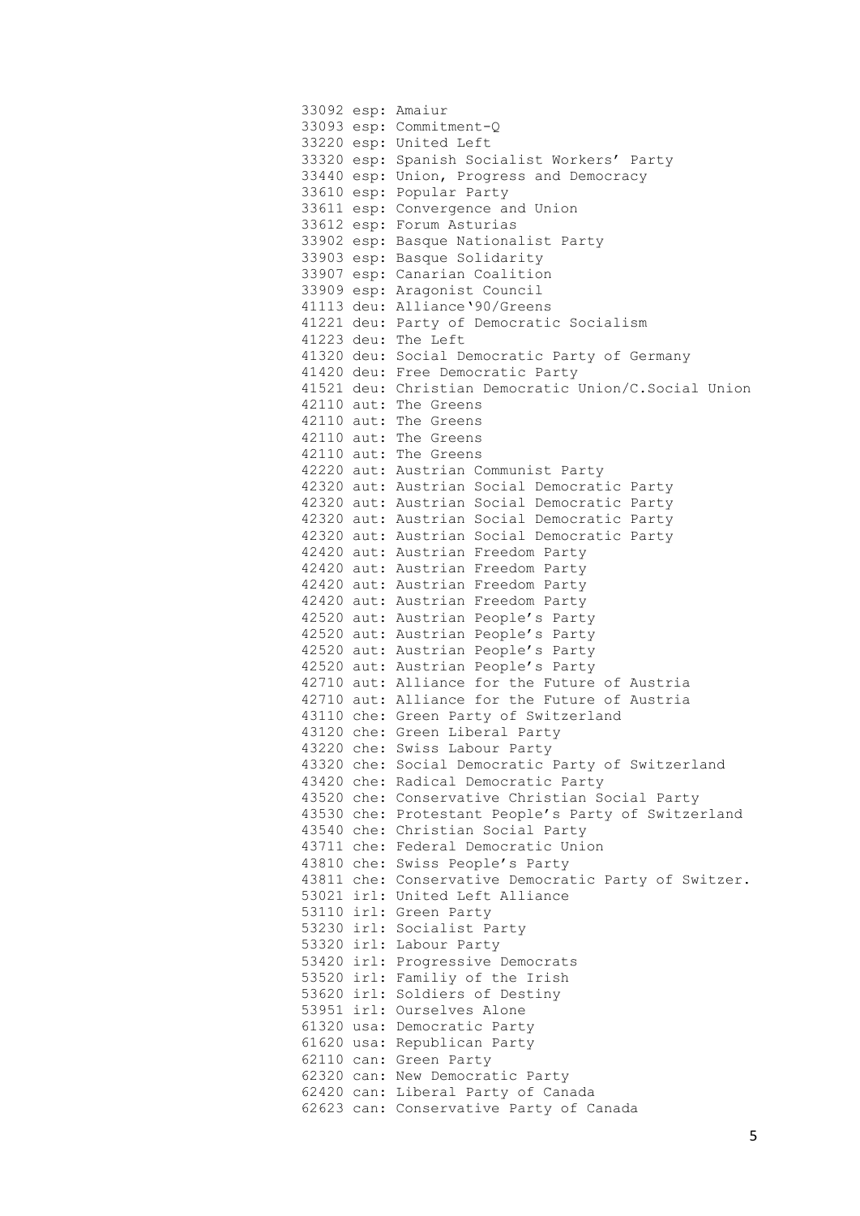```
33092 esp: Amaiur
33093 esp: Commitment-Q
33220 esp: United Left
33320 esp: Spanish Socialist Workers' Party
33440 esp: Union, Progress and Democracy
33610 esp: Popular Party
33611 esp: Convergence and Union
33612 esp: Forum Asturias
33902 esp: Basque Nationalist Party
33903 esp: Basque Solidarity
33907 esp: Canarian Coalition
33909 esp: Aragonist Council
41113 deu: Alliance'90/Greens
41221 deu: Party of Democratic Socialism
41223 deu: The Left
41320 deu: Social Democratic Party of Germany
41420 deu: Free Democratic Party
41521 deu: Christian Democratic Union/C.Social Union
42110 aut: The Greens
42110 aut: The Greens
42110 aut: The Greens
42110 aut: The Greens
42220 aut: Austrian Communist Party
42320 aut: Austrian Social Democratic Party
42320 aut: Austrian Social Democratic Party
42320 aut: Austrian Social Democratic Party
42320 aut: Austrian Social Democratic Party
42420 aut: Austrian Freedom Party
42420 aut: Austrian Freedom Party
42420 aut: Austrian Freedom Party
42420 aut: Austrian Freedom Party
42520 aut: Austrian People's Party
42520 aut: Austrian People's Party
42520 aut: Austrian People's Party
42520 aut: Austrian People's Party
42710 aut: Alliance for the Future of Austria
42710 aut: Alliance for the Future of Austria
43110 che: Green Party of Switzerland
43120 che: Green Liberal Party
43220 che: Swiss Labour Party
43320 che: Social Democratic Party of Switzerland
43420 che: Radical Democratic Party
43520 che: Conservative Christian Social Party
43530 che: Protestant People's Party of Switzerland
43540 che: Christian Social Party
43711 che: Federal Democratic Union
43810 che: Swiss People's Party
43811 che: Conservative Democratic Party of Switzer.
53021 irl: United Left Alliance
53110 irl: Green Party
53230 irl: Socialist Party
53320 irl: Labour Party
53420 irl: Progressive Democrats
53520 irl: Familiy of the Irish
53620 irl: Soldiers of Destiny
53951 irl: Ourselves Alone
61320 usa: Democratic Party
61620 usa: Republican Party
62110 can: Green Party
62320 can: New Democratic Party
62420 can: Liberal Party of Canada
62623 can: Conservative Party of Canada
```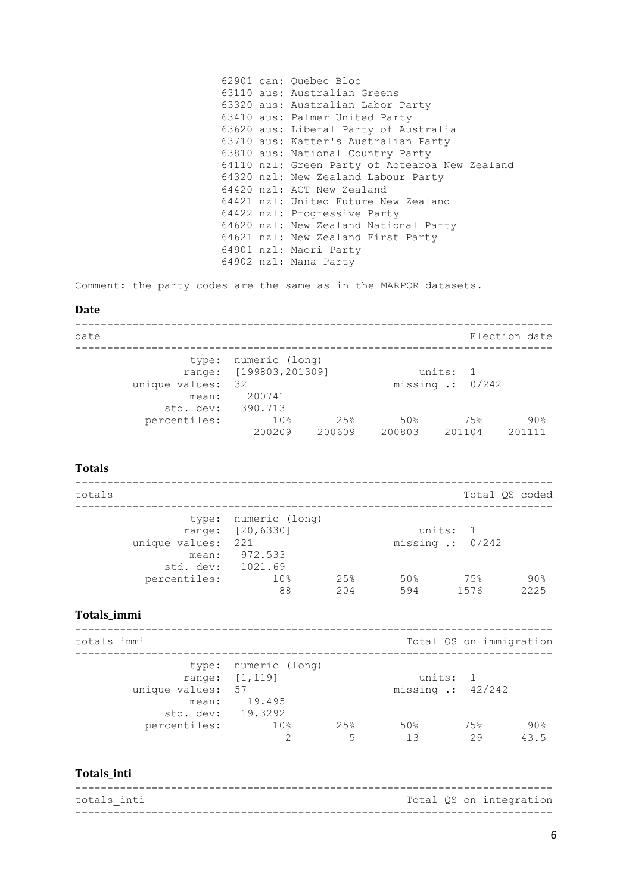```
62901 can: Quebec Bloc
63110 aus: Australian Greens
63320 aus: Australian Labor Party
63410 aus: Palmer United Party
63620 aus: Liberal Party of Australia
63710 aus: Katter's Australian Party
63810 aus: National Country Party
64110 nzl: Green Party of Aotearoa New Zealand
64320 nzl: New Zealand Labour Party
64420 nzl: ACT New Zealand
64421 nzl: United Future New Zealand
64422 nzl: Progressive Party
64620 nzl: New Zealand National Party
64621 nzl: New Zealand First Party
64901 nzl: Maori Party
64902 nzl: Mana Party
```

Comment: the party codes are the same as in the MARPOR datasets.

### Date

```
---------------------------------------------------------------------------
date                                                          Election date
---------------------------------------------------------------------------
             type:  numeric (long)
            range:  [199803,201309]              units:  1
    unique values:  32                       missing .:  0/242
             mean:   200741
         std. dev:  390.713
      percentiles:        10%       25%       50%       75%       90%
                       200209    200609    200803    201104    201111
```

### Totals

```
---------------------------------------------------------------------------
totals                                                      Total QS coded
---------------------------------------------------------------------------
             type:  numeric (long)
            range:  [20,6330]                    units:  1
    unique values:  221                      missing .:  0/242
             mean:  972.533
         std. dev:  1021.69
      percentiles:        10%       25%       50%       75%       90%
                           88       204       594      1576      2225
```

### Totals_immi

```
---------------------------------------------------------------------------
totals_immi                                        Total QS on immigration
---------------------------------------------------------------------------
             type:  numeric (long)
            range:  [1,119]                      units:  1
    unique values:  57                       missing .:  42/242
             mean:   19.495
         std. dev:  19.3292
      percentiles:        10%       25%       50%       75%       90%
                            2         5        13        29      43.5
```

### Totals_inti

```
---------------------------------------------------------------------------
totals_inti                                        Total QS on integration
---------------------------------------------------------------------------
```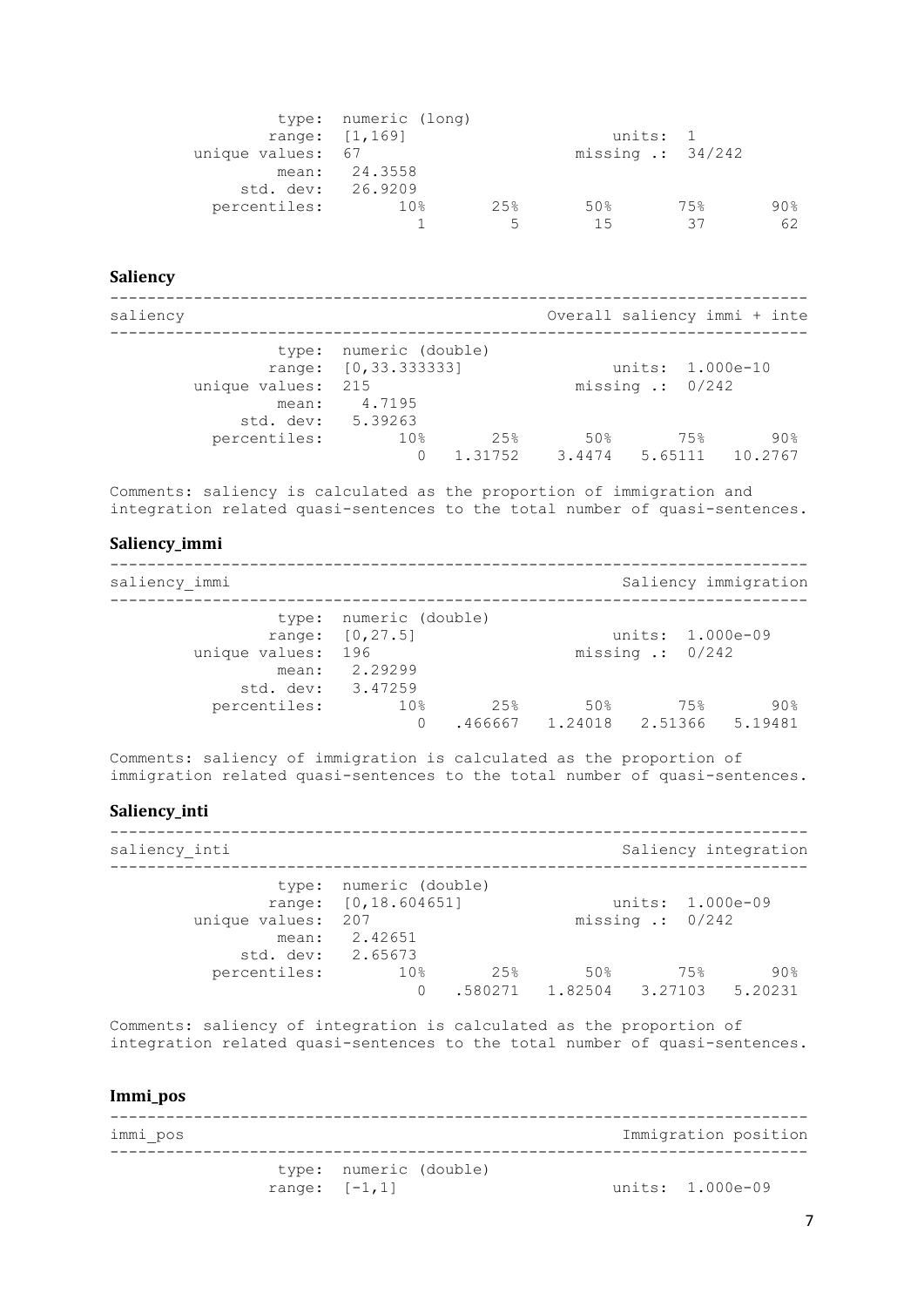```
           type:  numeric (long)
          range:  [1,169]                      units:  1
  unique values:  67                       missing .:  34/242
           mean:   24.3558
       std. dev:   26.9209
    percentiles:        10%       25%       50%       75%       90%
                          1         5        15        37        62
```

### Saliency

```
------------------------------------------------------------------------
saliency                                      Overall saliency immi + inte
------------------------------------------------------------------------
           type:  numeric (double)
          range:  [0,33.333333]                units:  1.000e-10
  unique values:  215                      missing .:  0/242
           mean:   4.7195
       std. dev:   5.39263
    percentiles:        10%       25%       50%       75%       90%
                          0   1.31752    3.4474   5.65111   10.2767
```

Comments: saliency is calculated as the proportion of immigration and integration related quasi-sentences to the total number of quasi-sentences.

### Saliency_immi

```
------------------------------------------------------------------------
saliency_immi                                         Saliency immigration
------------------------------------------------------------------------
           type:  numeric (double)
          range:  [0,27.5]                     units:  1.000e-09
  unique values:  196                      missing .:  0/242
           mean:   2.29299
       std. dev:   3.47259
    percentiles:        10%       25%       50%       75%       90%
                          0   .466667   1.24018   2.51366   5.19481
```

Comments: saliency of immigration is calculated as the proportion of immigration related quasi-sentences to the total number of quasi-sentences.

### Saliency_inti

```
------------------------------------------------------------------------
saliency_inti                                         Saliency integration
------------------------------------------------------------------------
           type:  numeric (double)
          range:  [0,18.604651]                units:  1.000e-09
  unique values:  207                      missing .:  0/242
           mean:   2.42651
       std. dev:   2.65673
    percentiles:        10%       25%       50%       75%       90%
                          0   .580271   1.82504   3.27103   5.20231
```

Comments: saliency of integration is calculated as the proportion of integration related quasi-sentences to the total number of quasi-sentences.

### Immi_pos

```
------------------------------------------------------------------------
immi_pos                                              Immigration position
------------------------------------------------------------------------
           type:  numeric (double)
          range:  [-1,1]                       units:  1.000e-09
```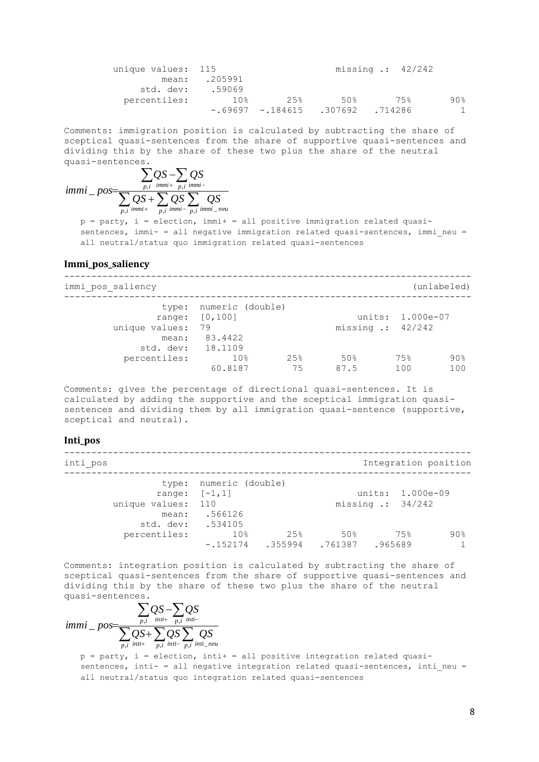```
      unique values:  115                            missing .:  42/242
               mean:   .205991
           std. dev:    .59069
        percentiles:        10%       25%       50%       75%       90%
                       -.69697  -.184615   .307692   .714286         1
```

Comments: immigration position is calculated by subtracting the share of sceptical quasi-sentences from the share of supportive quasi-sentences and dividing this by the share of these two plus the share of the neutral quasi-sentences.

$$immi\_pos = \frac{\sum_{p,i} QS_{immi+} - \sum_{p,i} QS_{immi-}}{\sum_{p,i} QS_{immi+} + \sum_{p,i} QS_{immi-} \sum_{p,i} QS_{immi\_neu}}$$

p = party, i = election, immi+ = all positive immigration related quasi-sentences, immi- = all negative immigration related quasi-sentences, immi_neu = all neutral/status quo immigration related quasi-sentences

### Immi_pos_saliency

```
--------------------------------------------------------------------------
immi_pos_saliency                                                (unlabeled)
--------------------------------------------------------------------------

                 type:  numeric (double)
                range:  [0,100]                      units:  1.000e-07
       unique values:  79                         missing .:  42/242
                 mean:  83.4422
             std. dev:  18.1109
          percentiles:        10%       25%       50%       75%       90%
                         60.8187        75      87.5       100       100
```

Comments: gives the percentage of directional quasi-sentences. It is calculated by adding the supportive and the sceptical immigration quasi-sentences and dividing them by all immigration quasi-sentence (supportive, sceptical and neutral).

### Inti_pos

```
--------------------------------------------------------------------------
inti_pos                                                Integration position
--------------------------------------------------------------------------

                 type:  numeric (double)
                range:  [-1,1]                       units:  1.000e-09
       unique values:  110                        missing .:  34/242
                 mean:   .566126
             std. dev:   .534105
          percentiles:        10%       25%       50%       75%       90%
                       -.152174   .355994   .761387   .965689         1
```

Comments: integration position is calculated by subtracting the share of sceptical quasi-sentences from the share of supportive quasi-sentences and dividing this by the share of these two plus the share of the neutral quasi-sentences.

$$immi\_pos = \frac{\sum_{p,i} QS_{inti+} - \sum_{p,i} QS_{inti-}}{\sum_{p,i} QS_{inti+} + \sum_{p,i} QS_{inti-} \sum_{p,i} QS_{inti\_neu}}$$

p = party, i = election, inti+ = all positive integration related quasi-sentences, inti- = all negative integration related quasi-sentences, inti_neu = all neutral/status quo integration related quasi-sentences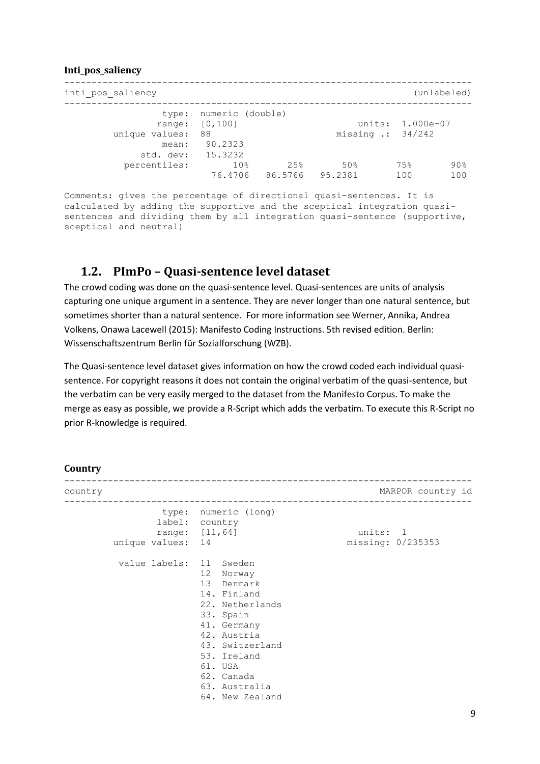**Inti_pos_saliency**

```
------------------------------------------------------------------------
inti_pos_saliency                                            (unlabeled)
------------------------------------------------------------------------
              type:  numeric (double)
             range:  [0,100]                    units:  1.000e-07
    unique values:  88                       missing .:  34/242
              mean:   90.2323
          std. dev:   15.3232
       percentiles:        10%       25%       50%       75%       90%
                       76.4706   86.5766   95.2381       100       100
```

```
Comments: gives the percentage of directional quasi-sentences. It is
calculated by adding the supportive and the sceptical integration quasi-
sentences and dividing them by all integration quasi-sentence (supportive,
sceptical and neutral)
```

## 1.2. PImPo – Quasi-sentence level dataset

The crowd coding was done on the quasi-sentence level. Quasi-sentences are units of analysis capturing one unique argument in a sentence. They are never longer than one natural sentence, but sometimes shorter than a natural sentence. For more information see Werner, Annika, Andrea Volkens, Onawa Lacewell (2015): Manifesto Coding Instructions. 5th revised edition. Berlin: Wissenschaftszentrum Berlin für Sozialforschung (WZB).

The Quasi-sentence level dataset gives information on how the crowd coded each individual quasi-sentence. For copyright reasons it does not contain the original verbatim of the quasi-sentence, but the verbatim can be very easily merged to the dataset from the Manifesto Corpus. To make the merge as easy as possible, we provide a R-Script which adds the verbatim. To execute this R-Script no prior R-knowledge is required.

**Country**

```
------------------------------------------------------------------------
country                                                MARPOR country id
------------------------------------------------------------------------
              type:  numeric (long)
             label:  country
             range:  [11,64]                   units:  1
    unique values:  14                      missing:  0/235353

     value labels:  11  Sweden
                    12  Norway
                    13  Denmark
                    14. Finland
                    22. Netherlands
                    33. Spain
                    41. Germany
                    42. Austria
                    43. Switzerland
                    53. Ireland
                    61. USA
                    62. Canada
                    63. Australia
                    64. New Zealand
```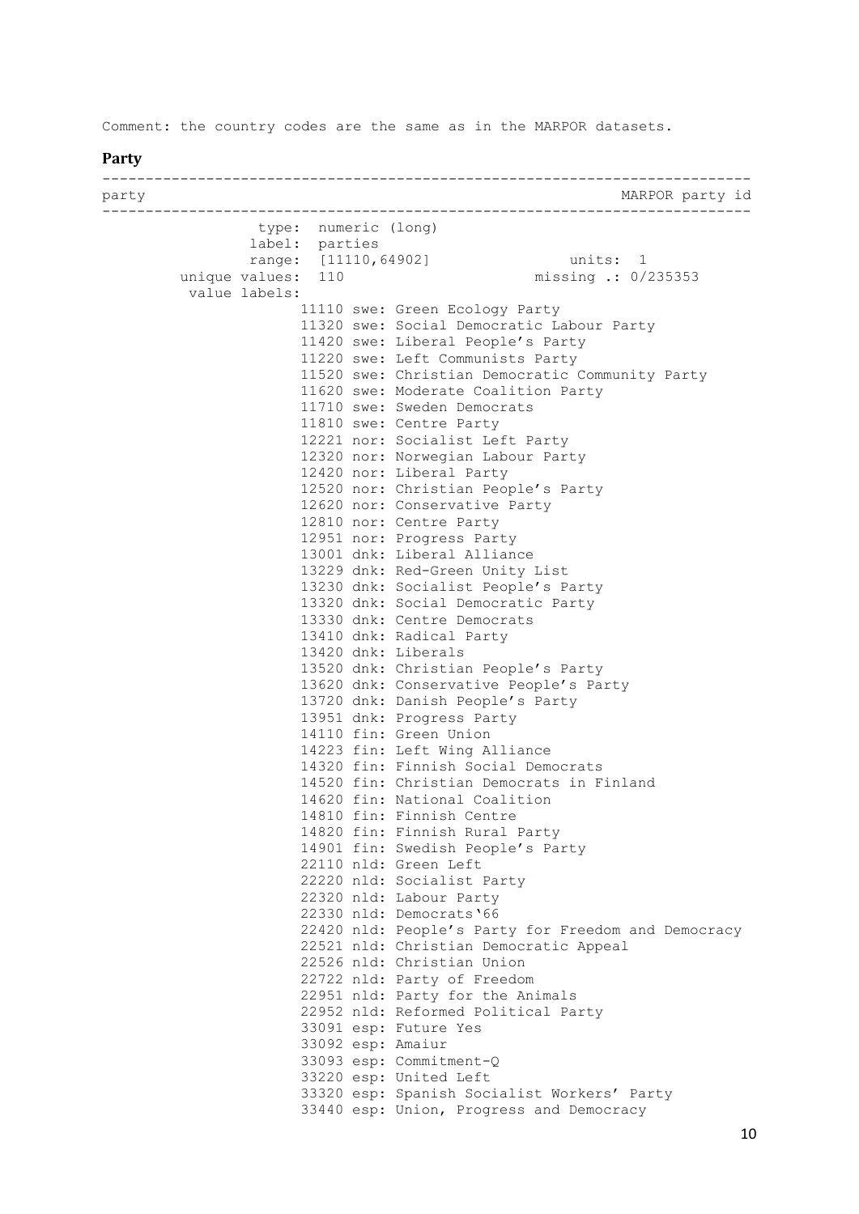Comment: the country codes are the same as in the MARPOR datasets.

**Party**

```
--------------------------------------------------------------------------
party                                                      MARPOR party id
--------------------------------------------------------------------------
                  type:  numeric (long)
                 label:  parties
                 range:  [11110,64902]                  units:  1
         unique values:  110                        missing .: 0/235353
          value labels:
                         11110 swe: Green Ecology Party
                         11320 swe: Social Democratic Labour Party
                         11420 swe: Liberal People's Party
                         11220 swe: Left Communists Party
                         11520 swe: Christian Democratic Community Party
                         11620 swe: Moderate Coalition Party
                         11710 swe: Sweden Democrats
                         11810 swe: Centre Party
                         12221 nor: Socialist Left Party
                         12320 nor: Norwegian Labour Party
                         12420 nor: Liberal Party
                         12520 nor: Christian People's Party
                         12620 nor: Conservative Party
                         12810 nor: Centre Party
                         12951 nor: Progress Party
                         13001 dnk: Liberal Alliance
                         13229 dnk: Red-Green Unity List
                         13230 dnk: Socialist People's Party
                         13320 dnk: Social Democratic Party
                         13330 dnk: Centre Democrats
                         13410 dnk: Radical Party
                         13420 dnk: Liberals
                         13520 dnk: Christian People's Party
                         13620 dnk: Conservative People's Party
                         13720 dnk: Danish People's Party
                         13951 dnk: Progress Party
                         14110 fin: Green Union
                         14223 fin: Left Wing Alliance
                         14320 fin: Finnish Social Democrats
                         14520 fin: Christian Democrats in Finland
                         14620 fin: National Coalition
                         14810 fin: Finnish Centre
                         14820 fin: Finnish Rural Party
                         14901 fin: Swedish People's Party
                         22110 nld: Green Left
                         22220 nld: Socialist Party
                         22320 nld: Labour Party
                         22330 nld: Democrats'66
                         22420 nld: People's Party for Freedom and Democracy
                         22521 nld: Christian Democratic Appeal
                         22526 nld: Christian Union
                         22722 nld: Party of Freedom
                         22951 nld: Party for the Animals
                         22952 nld: Reformed Political Party
                         33091 esp: Future Yes
                         33092 esp: Amaiur
                         33093 esp: Commitment-Q
                         33220 esp: United Left
                         33320 esp: Spanish Socialist Workers' Party
                         33440 esp: Union, Progress and Democracy
```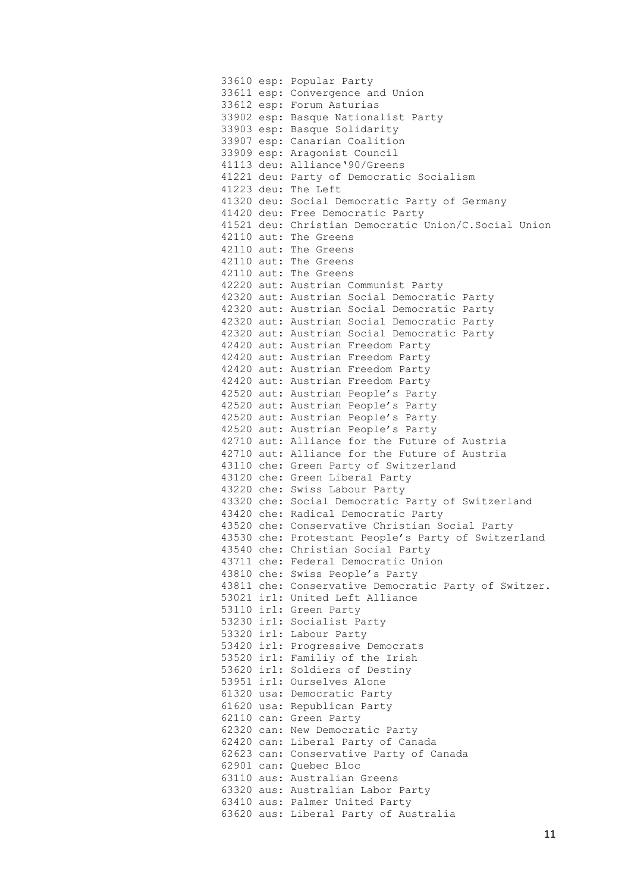```
33610 esp: Popular Party
33611 esp: Convergence and Union
33612 esp: Forum Asturias
33902 esp: Basque Nationalist Party
33903 esp: Basque Solidarity
33907 esp: Canarian Coalition
33909 esp: Aragonist Council
41113 deu: Alliance‘90/Greens
41221 deu: Party of Democratic Socialism
41223 deu: The Left
41320 deu: Social Democratic Party of Germany
41420 deu: Free Democratic Party
41521 deu: Christian Democratic Union/C.Social Union
42110 aut: The Greens
42110 aut: The Greens
42110 aut: The Greens
42110 aut: The Greens
42220 aut: Austrian Communist Party
42320 aut: Austrian Social Democratic Party
42320 aut: Austrian Social Democratic Party
42320 aut: Austrian Social Democratic Party
42320 aut: Austrian Social Democratic Party
42420 aut: Austrian Freedom Party
42420 aut: Austrian Freedom Party
42420 aut: Austrian Freedom Party
42420 aut: Austrian Freedom Party
42520 aut: Austrian People’s Party
42520 aut: Austrian People’s Party
42520 aut: Austrian People’s Party
42520 aut: Austrian People’s Party
42710 aut: Alliance for the Future of Austria
42710 aut: Alliance for the Future of Austria
43110 che: Green Party of Switzerland
43120 che: Green Liberal Party
43220 che: Swiss Labour Party
43320 che: Social Democratic Party of Switzerland
43420 che: Radical Democratic Party
43520 che: Conservative Christian Social Party
43530 che: Protestant People’s Party of Switzerland
43540 che: Christian Social Party
43711 che: Federal Democratic Union
43810 che: Swiss People’s Party
43811 che: Conservative Democratic Party of Switzer.
53021 irl: United Left Alliance
53110 irl: Green Party
53230 irl: Socialist Party
53320 irl: Labour Party
53420 irl: Progressive Democrats
53520 irl: Familiy of the Irish
53620 irl: Soldiers of Destiny
53951 irl: Ourselves Alone
61320 usa: Democratic Party
61620 usa: Republican Party
62110 can: Green Party
62320 can: New Democratic Party
62420 can: Liberal Party of Canada
62623 can: Conservative Party of Canada
62901 can: Quebec Bloc
63110 aus: Australian Greens
63320 aus: Australian Labor Party
63410 aus: Palmer United Party
63620 aus: Liberal Party of Australia
```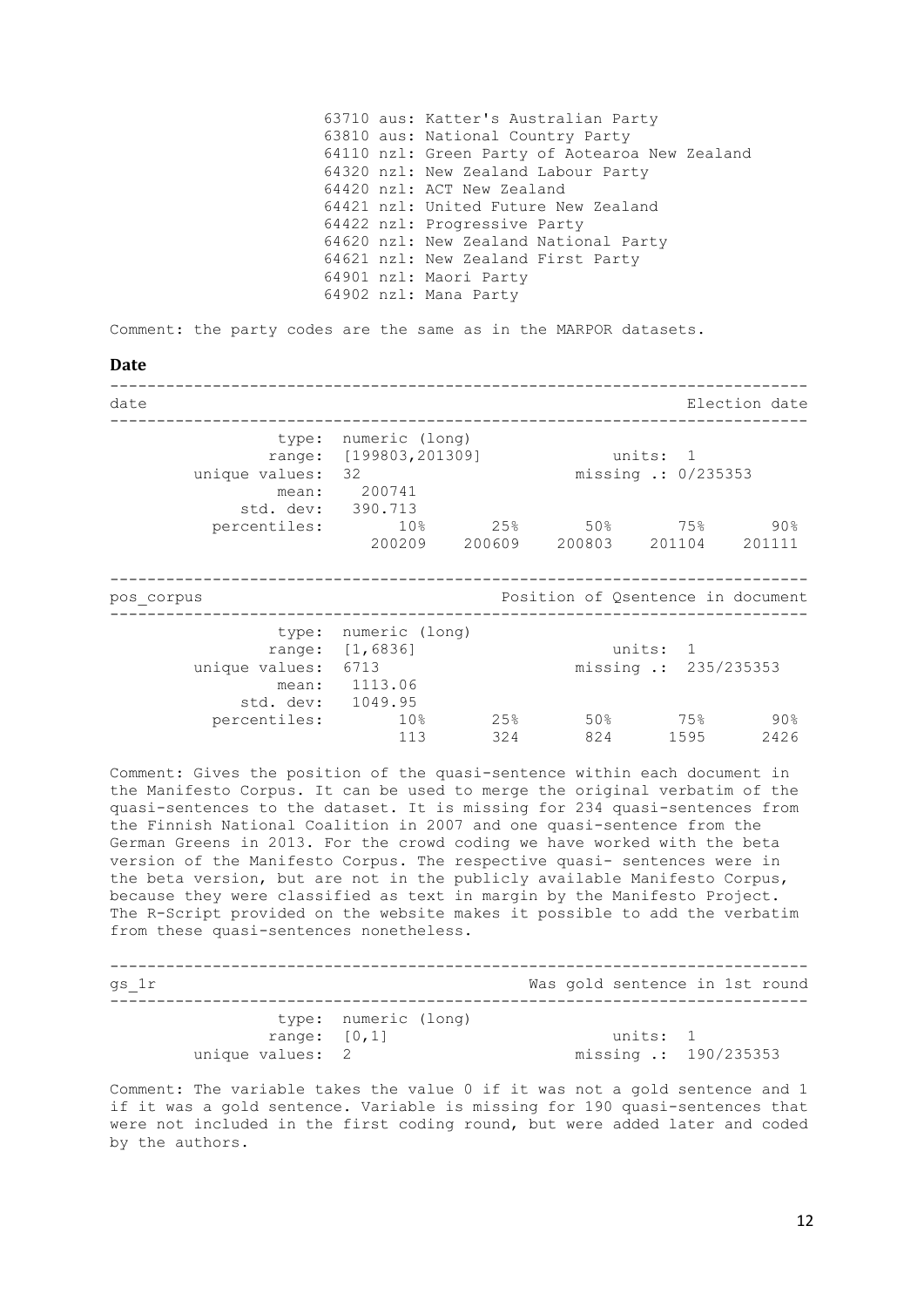```
63710 aus: Katter's Australian Party
63810 aus: National Country Party
64110 nzl: Green Party of Aotearoa New Zealand
64320 nzl: New Zealand Labour Party
64420 nzl: ACT New Zealand
64421 nzl: United Future New Zealand
64422 nzl: Progressive Party
64620 nzl: New Zealand National Party
64621 nzl: New Zealand First Party
64901 nzl: Maori Party
64902 nzl: Mana Party
```

Comment: the party codes are the same as in the MARPOR datasets.

### Date

```
--------------------------------------------------------------------------
date                                                         Election date
--------------------------------------------------------------------------
            type:  numeric (long)
           range:  [199803,201309]              units:  1
   unique values:  32                       missing .:  0/235353
            mean:   200741
       std. dev:   390.713
     percentiles:       10%       25%       50%       75%       90%
                     200209    200609    200803    201104    201111
```

```
--------------------------------------------------------------------------
pos_corpus                               Position of Qsentence in document
--------------------------------------------------------------------------
            type:  numeric (long)
           range:  [1,6836]                     units:  1
   unique values:  6713                     missing .:  235/235353
            mean:  1113.06
       std. dev:   1049.95
     percentiles:       10%       25%       50%       75%       90%
                        113       324       824      1595      2426
```

Comment: Gives the position of the quasi-sentence within each document in the Manifesto Corpus. It can be used to merge the original verbatim of the quasi-sentences to the dataset. It is missing for 234 quasi-sentences from the Finnish National Coalition in 2007 and one quasi-sentence from the German Greens in 2013. For the crowd coding we have worked with the beta version of the Manifesto Corpus. The respective quasi- sentences were in the beta version, but are not in the publicly available Manifesto Corpus, because they were classified as text in margin by the Manifesto Project. The R-Script provided on the website makes it possible to add the verbatim from these quasi-sentences nonetheless.

```
--------------------------------------------------------------------------
gs_1r                                       Was gold sentence in 1st round
--------------------------------------------------------------------------
            type:  numeric (long)
           range:  [0,1]                        units:  1
   unique values:  2                        missing .:  190/235353
```

Comment: The variable takes the value 0 if it was not a gold sentence and 1 if it was a gold sentence. Variable is missing for 190 quasi-sentences that were not included in the first coding round, but were added later and coded by the authors.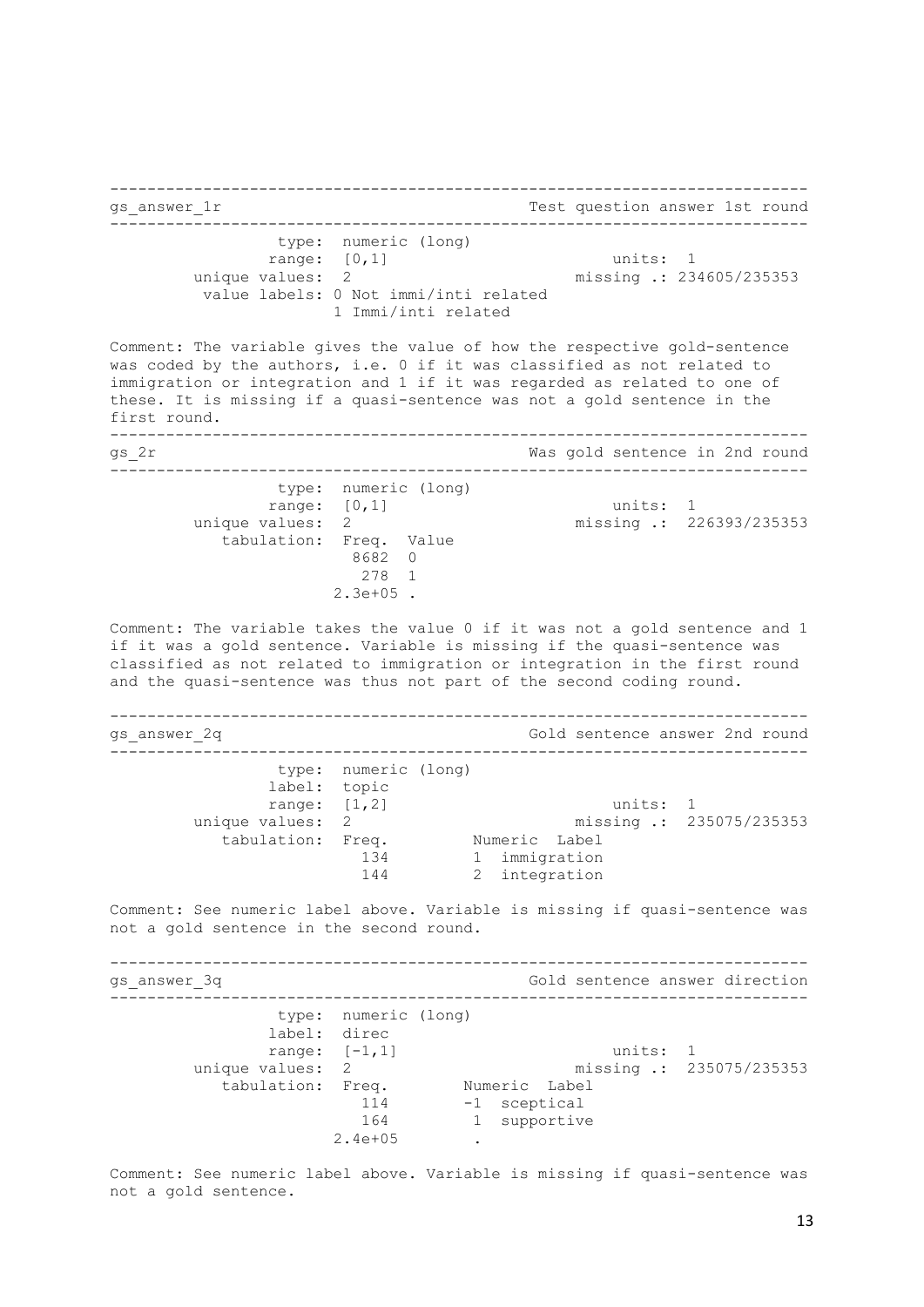```
--------------------------------------------------------------------------
gs_answer_1r                                  Test question answer 1st round
--------------------------------------------------------------------------
                type:  numeric (long)
               range:  [0,1]                          units:  1
       unique values:  2                          missing .:  234605/235353
        value labels: 0 Not immi/inti related
                      1 Immi/inti related
```

Comment: The variable gives the value of how the respective gold-sentence was coded by the authors, i.e. 0 if it was classified as not related to immigration or integration and 1 if it was regarded as related to one of these. It is missing if a quasi-sentence was not a gold sentence in the first round.

```
--------------------------------------------------------------------------
gs_2r                                         Was gold sentence in 2nd round
--------------------------------------------------------------------------
                type:  numeric (long)
               range:  [0,1]                          units:  1
       unique values:  2                          missing .:  226393/235353
          tabulation:  Freq.  Value
                        8682  0
                         278  1
                     2.3e+05  .
```

Comment: The variable takes the value 0 if it was not a gold sentence and 1 if it was a gold sentence. Variable is missing if the quasi-sentence was classified as not related to immigration or integration in the first round and the quasi-sentence was thus not part of the second coding round.

```
--------------------------------------------------------------------------
gs_answer_2q                                  Gold sentence answer 2nd round
--------------------------------------------------------------------------
                type:  numeric (long)
               label:  topic
               range:  [1,2]                          units:  1
       unique values:  2                          missing .:  235075/235353
          tabulation:  Freq.         Numeric  Label
                         134               1  immigration
                         144               2  integration
```

Comment: See numeric label above. Variable is missing if quasi-sentence was not a gold sentence in the second round.

```
--------------------------------------------------------------------------
gs_answer_3q                                  Gold sentence answer direction
--------------------------------------------------------------------------
                type:  numeric (long)
               label:  direc
               range:  [-1,1]                         units:  1
       unique values:  2                          missing .:  235075/235353
          tabulation:  Freq.        Numeric  Label
                         114             -1  sceptical
                         164              1  supportive
                     2.4e+05              .
```

Comment: See numeric label above. Variable is missing if quasi-sentence was not a gold sentence.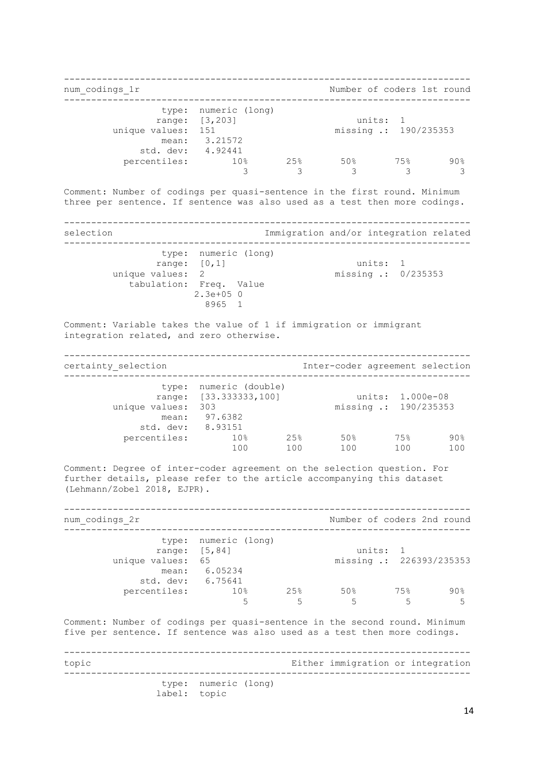```
--------------------------------------------------------------------------
num_codings_1r                                  Number of coders 1st round
--------------------------------------------------------------------------

                  type:  numeric (long)

                 range:  [3,203]                      units:  1
         unique values:  151                      missing .:  190/235353

                  mean:   3.21572
              std. dev:   4.92441

           percentiles:        10%       25%       50%       75%       90%
                                 3         3         3         3         3
```

Comment: Number of codings per quasi-sentence in the first round. Minimum three per sentence. If sentence was also used as a test then more codings.

```
--------------------------------------------------------------------------
selection                          Immigration and/or integration related
--------------------------------------------------------------------------

                  type:  numeric (long)

                 range:  [0,1]                        units:  1
         unique values:  2                        missing .:  0/235353

            tabulation:  Freq.  Value
                       2.3e+05  0
                          8965  1
```

Comment: Variable takes the value of 1 if immigration or immigrant integration related, and zero otherwise.

```
--------------------------------------------------------------------------
certainty_selection                       Inter-coder agreement selection
--------------------------------------------------------------------------

                  type:  numeric (double)

                 range:  [33.333333,100]              units:  1.000e-08
         unique values:  303                      missing .:  190/235353

                  mean:   97.6382
              std. dev:   8.93151

           percentiles:        10%       25%       50%       75%       90%
                               100       100       100       100       100
```

Comment: Degree of inter-coder agreement on the selection question. For further details, please refer to the article accompanying this dataset (Lehmann/Zobel 2018, EJPR).

```
--------------------------------------------------------------------------
num_codings_2r                                  Number of coders 2nd round
--------------------------------------------------------------------------

                  type:  numeric (long)

                 range:  [5,84]                       units:  1
         unique values:  65                       missing .:  226393/235353

                  mean:   6.05234
              std. dev:   6.75641

           percentiles:        10%       25%       50%       75%       90%
                                 5         5         5         5         5
```

Comment: Number of codings per quasi-sentence in the second round. Minimum five per sentence. If sentence was also used as a test then more codings.

```
--------------------------------------------------------------------------
topic                                   Either immigration or integration
--------------------------------------------------------------------------

                  type:  numeric (long)
                 label:  topic
```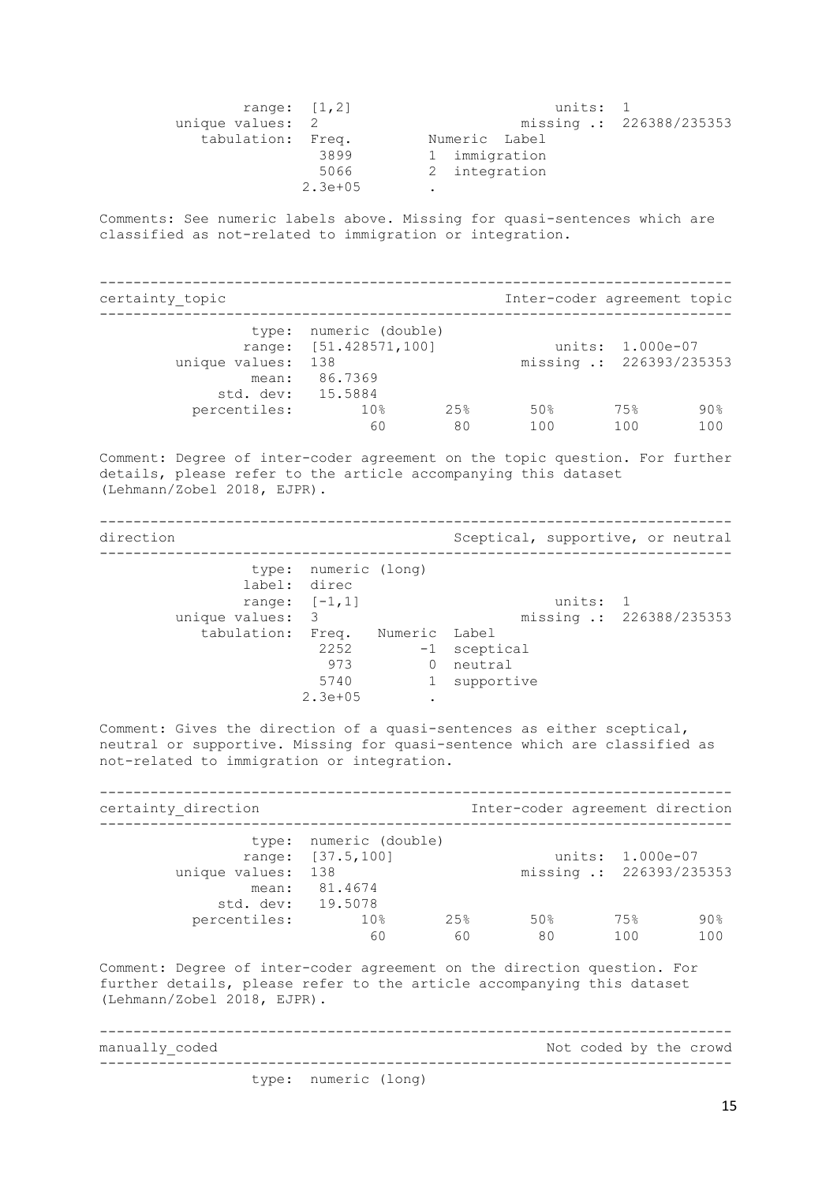```
          range:  [1,2]                          units:  1
 unique values:  2                         missing .:  226388/235353
    tabulation:  Freq.        Numeric  Label
                  3899          1  immigration
                  5066          2  integration
               2.3e+05          .
```

Comments: See numeric labels above. Missing for quasi-sentences which are classified as not-related to immigration or integration.

```
-------------------------------------------------------------------------
certainty_topic                                Inter-coder agreement topic
-------------------------------------------------------------------------
           type:  numeric (double)
          range:  [51.428571,100]              units:  1.000e-07
 unique values:  138                       missing .:  226393/235353
           mean:  86.7369
       std. dev:  15.5884
    percentiles:        10%       25%       50%       75%       90%
                         60        80       100       100       100
```

Comment: Degree of inter-coder agreement on the topic question. For further details, please refer to the article accompanying this dataset (Lehmann/Zobel 2018, EJPR).

```
-------------------------------------------------------------------------
direction                                Sceptical, supportive, or neutral
-------------------------------------------------------------------------
           type:  numeric (long)
          label:  direc
          range:  [-1,1]                         units:  1
 unique values:  3                         missing .:  226388/235353
    tabulation:  Freq.   Numeric  Label
                  2252        -1  sceptical
                   973         0  neutral
                  5740         1  supportive
               2.3e+05         .
```

Comment: Gives the direction of a quasi-sentences as either sceptical, neutral or supportive. Missing for quasi-sentence which are classified as not-related to immigration or integration.

```
-------------------------------------------------------------------------
certainty_direction                        Inter-coder agreement direction
-------------------------------------------------------------------------
           type:  numeric (double)
          range:  [37.5,100]                   units:  1.000e-07
 unique values:  138                       missing .:  226393/235353
           mean:  81.4674
       std. dev:  19.5078
    percentiles:        10%       25%       50%       75%       90%
                         60        60        80       100       100
```

Comment: Degree of inter-coder agreement on the direction question. For further details, please refer to the article accompanying this dataset (Lehmann/Zobel 2018, EJPR).

```
-------------------------------------------------------------------------
manually_coded                                      Not coded by the crowd
-------------------------------------------------------------------------
           type:  numeric (long)
```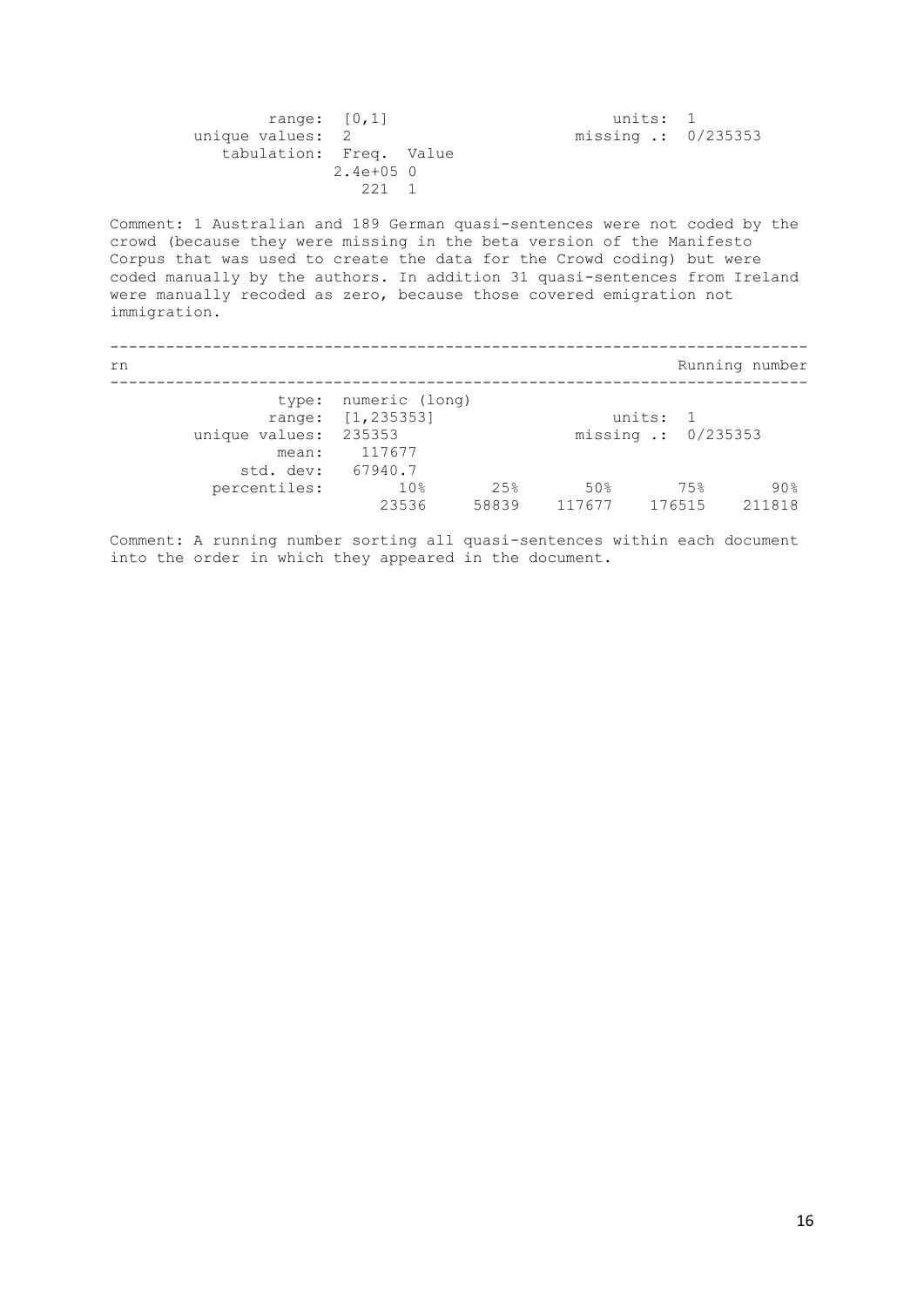```
          range:  [0,1]                          units:  1
 unique values:  2                         missing .:  0/235353
    tabulation:  Freq.  Value
                 2.4e+05 0
                    221  1
```

Comment: 1 Australian and 189 German quasi-sentences were not coded by the crowd (because they were missing in the beta version of the Manifesto Corpus that was used to create the data for the Crowd coding) but were coded manually by the authors. In addition 31 quasi-sentences from Ireland were manually recoded as zero, because those covered emigration not immigration.

```
-------------------------------------------------------------------------------
rn                                                               Running number
-------------------------------------------------------------------------------
          type:  numeric (long)
         range:  [1,235353]                      units:  1
 unique values:  235353                    missing .:  0/235353
          mean:    117677
     std. dev:   67940.7
   percentiles:       10%       25%       50%       75%       90%
                    23536     58839    117677    176515    211818
```

Comment: A running number sorting all quasi-sentences within each document into the order in which they appeared in the document.